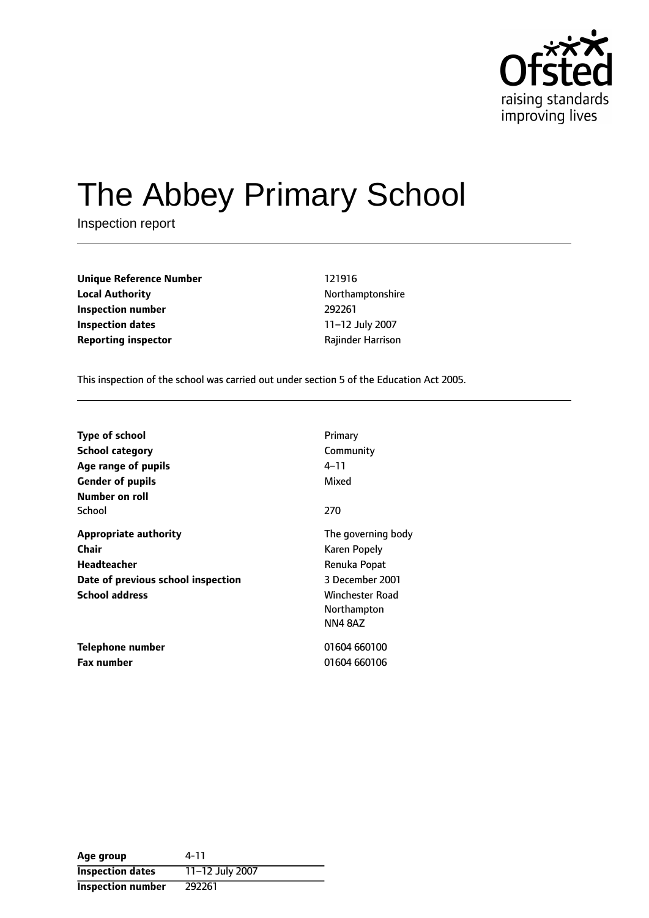# The Abbey Primary School

Inspection report

| | |
|---|---|
| **Unique Reference Number** | 121916 |
| **Local Authority** | Northamptonshire |
| **Inspection number** | 292261 |
| **Inspection dates** | 11–12 July 2007 |
| **Reporting inspector** | Rajinder Harrison |

This inspection of the school was carried out under section 5 of the Education Act 2005.

| | |
|---|---|
| **Type of school** | Primary |
| **School category** | Community |
| **Age range of pupils** | 4–11 |
| **Gender of pupils** | Mixed |
| **Number on roll** | |
| School | 270 |
| **Appropriate authority** | The governing body |
| **Chair** | Karen Popely |
| **Headteacher** | Renuka Popat |
| **Date of previous school inspection** | 3 December 2001 |
| **School address** | Winchester Road<br>Northampton<br>NN4 8AZ |
| **Telephone number** | 01604 660100 |
| **Fax number** | 01604 660106 |

| | |
|---|---|
| **Age group** | 4-11 |
| **Inspection dates** | 11–12 July 2007 |
| **Inspection number** | 292261 |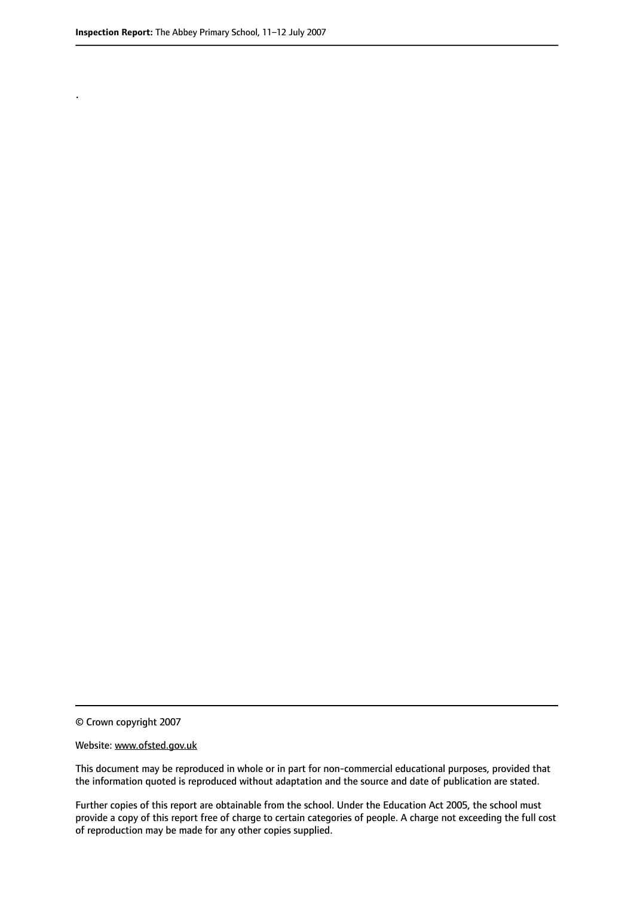.

© Crown copyright 2007

Website: www.ofsted.gov.uk

This document may be reproduced in whole or in part for non-commercial educational purposes, provided that the information quoted is reproduced without adaptation and the source and date of publication are stated.

Further copies of this report are obtainable from the school. Under the Education Act 2005, the school must provide a copy of this report free of charge to certain categories of people. A charge not exceeding the full cost of reproduction may be made for any other copies supplied.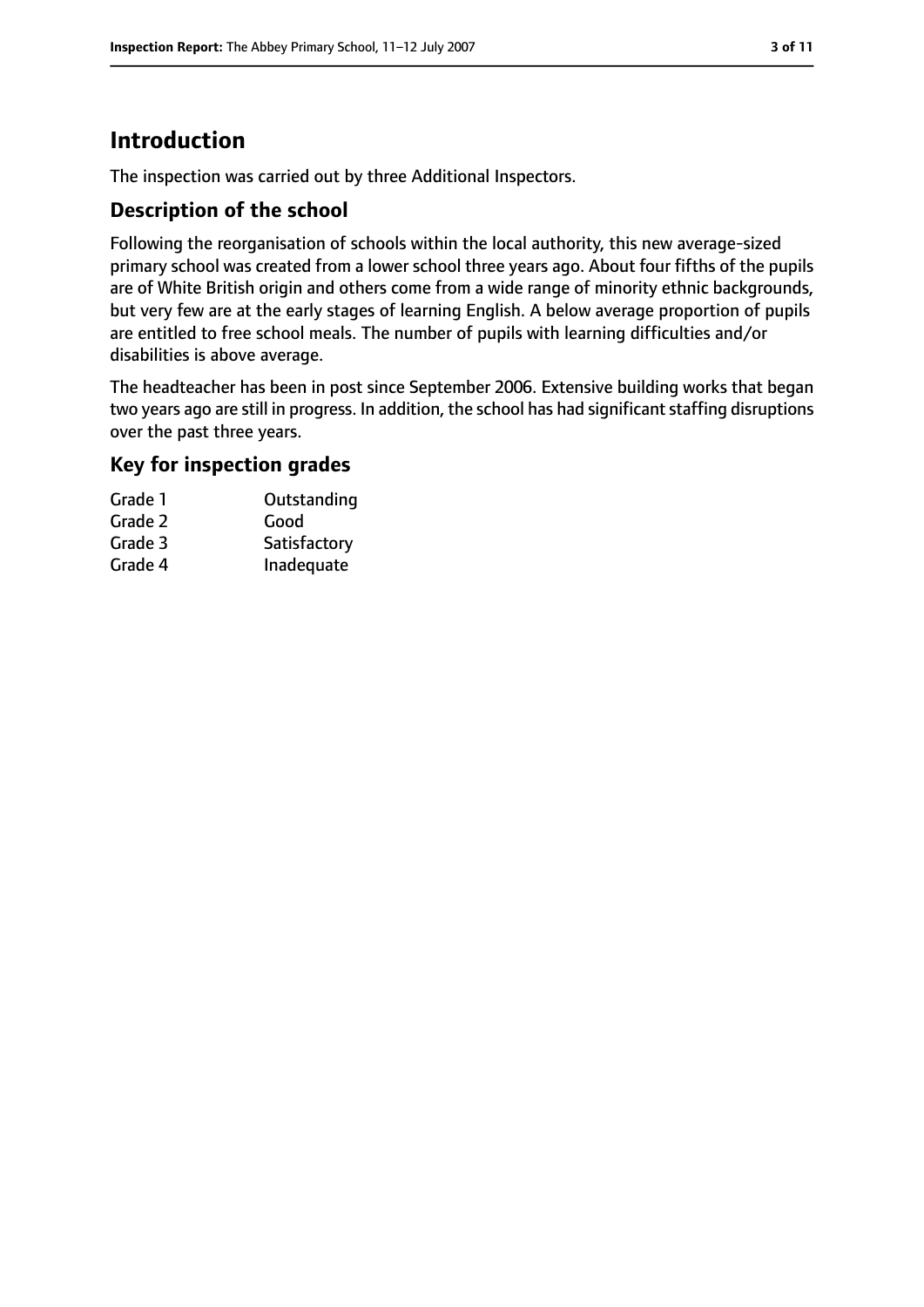# Introduction

The inspection was carried out by three Additional Inspectors.

## Description of the school

Following the reorganisation of schools within the local authority, this new average-sized primary school was created from a lower school three years ago. About four fifths of the pupils are of White British origin and others come from a wide range of minority ethnic backgrounds, but very few are at the early stages of learning English. A below average proportion of pupils are entitled to free school meals. The number of pupils with learning difficulties and/or disabilities is above average.

The headteacher has been in post since September 2006. Extensive building works that began two years ago are still in progress. In addition, the school has had significant staffing disruptions over the past three years.

## Key for inspection grades

| | |
|---|---|
| Grade 1 | Outstanding |
| Grade 2 | Good |
| Grade 3 | Satisfactory |
| Grade 4 | Inadequate |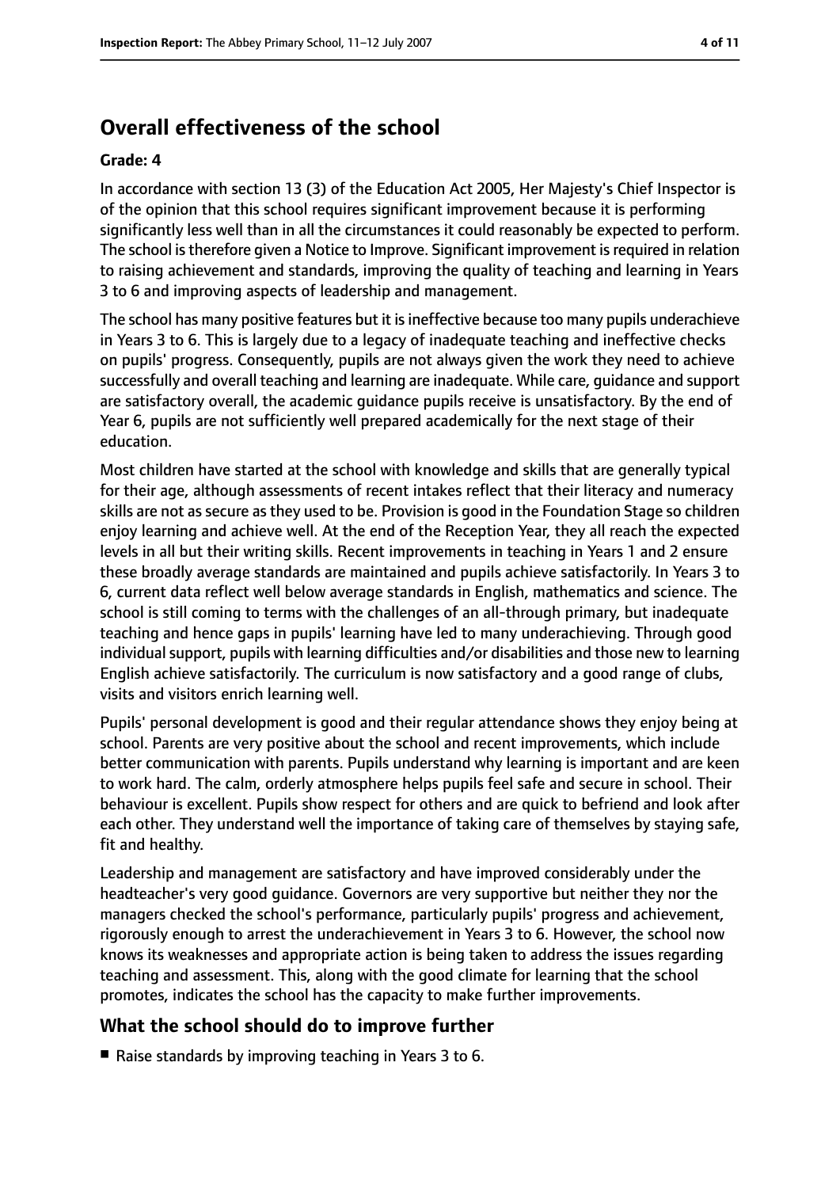## Overall effectiveness of the school

**Grade: 4**

In accordance with section 13 (3) of the Education Act 2005, Her Majesty's Chief Inspector is of the opinion that this school requires significant improvement because it is performing significantly less well than in all the circumstances it could reasonably be expected to perform. The school is therefore given a Notice to Improve. Significant improvement is required in relation to raising achievement and standards, improving the quality of teaching and learning in Years 3 to 6 and improving aspects of leadership and management.

The school has many positive features but it is ineffective because too many pupils underachieve in Years 3 to 6. This is largely due to a legacy of inadequate teaching and ineffective checks on pupils' progress. Consequently, pupils are not always given the work they need to achieve successfully and overall teaching and learning are inadequate. While care, guidance and support are satisfactory overall, the academic guidance pupils receive is unsatisfactory. By the end of Year 6, pupils are not sufficiently well prepared academically for the next stage of their education.

Most children have started at the school with knowledge and skills that are generally typical for their age, although assessments of recent intakes reflect that their literacy and numeracy skills are not as secure as they used to be. Provision is good in the Foundation Stage so children enjoy learning and achieve well. At the end of the Reception Year, they all reach the expected levels in all but their writing skills. Recent improvements in teaching in Years 1 and 2 ensure these broadly average standards are maintained and pupils achieve satisfactorily. In Years 3 to 6, current data reflect well below average standards in English, mathematics and science. The school is still coming to terms with the challenges of an all-through primary, but inadequate teaching and hence gaps in pupils' learning have led to many underachieving. Through good individual support, pupils with learning difficulties and/or disabilities and those new to learning English achieve satisfactorily. The curriculum is now satisfactory and a good range of clubs, visits and visitors enrich learning well.

Pupils' personal development is good and their regular attendance shows they enjoy being at school. Parents are very positive about the school and recent improvements, which include better communication with parents. Pupils understand why learning is important and are keen to work hard. The calm, orderly atmosphere helps pupils feel safe and secure in school. Their behaviour is excellent. Pupils show respect for others and are quick to befriend and look after each other. They understand well the importance of taking care of themselves by staying safe, fit and healthy.

Leadership and management are satisfactory and have improved considerably under the headteacher's very good guidance. Governors are very supportive but neither they nor the managers checked the school's performance, particularly pupils' progress and achievement, rigorously enough to arrest the underachievement in Years 3 to 6. However, the school now knows its weaknesses and appropriate action is being taken to address the issues regarding teaching and assessment. This, along with the good climate for learning that the school promotes, indicates the school has the capacity to make further improvements.

### What the school should do to improve further

- Raise standards by improving teaching in Years 3 to 6.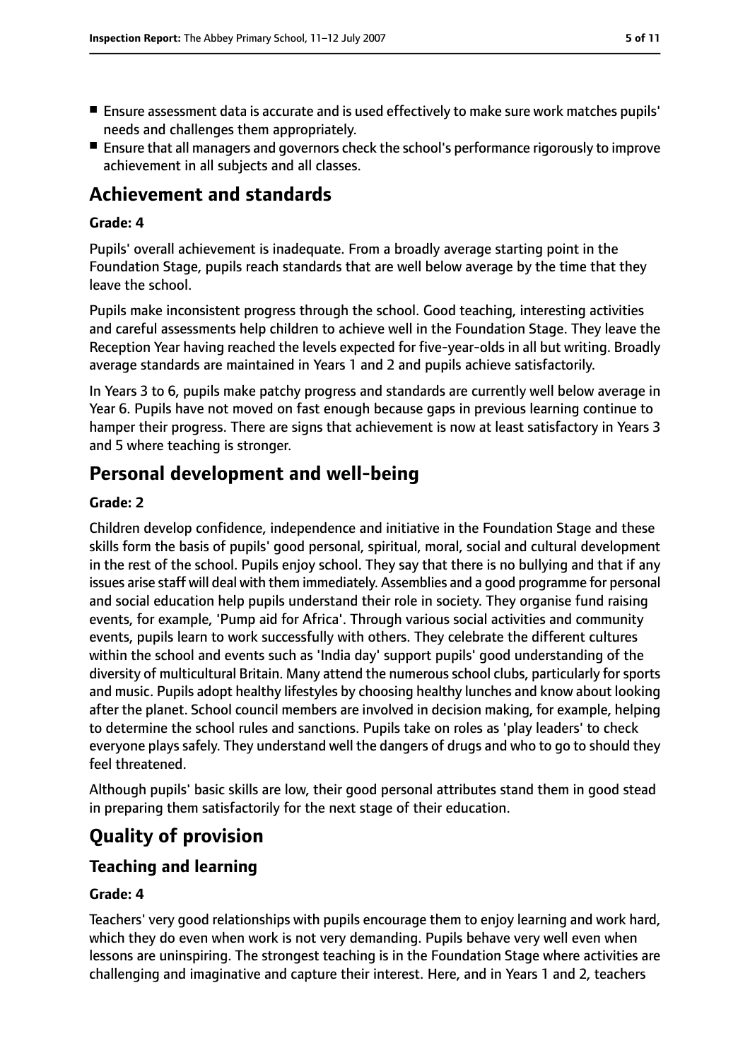- Ensure assessment data is accurate and is used effectively to make sure work matches pupils' needs and challenges them appropriately.
- Ensure that all managers and governors check the school's performance rigorously to improve achievement in all subjects and all classes.

# Achievement and standards

**Grade: 4**

Pupils' overall achievement is inadequate. From a broadly average starting point in the Foundation Stage, pupils reach standards that are well below average by the time that they leave the school.

Pupils make inconsistent progress through the school. Good teaching, interesting activities and careful assessments help children to achieve well in the Foundation Stage. They leave the Reception Year having reached the levels expected for five-year-olds in all but writing. Broadly average standards are maintained in Years 1 and 2 and pupils achieve satisfactorily.

In Years 3 to 6, pupils make patchy progress and standards are currently well below average in Year 6. Pupils have not moved on fast enough because gaps in previous learning continue to hamper their progress. There are signs that achievement is now at least satisfactory in Years 3 and 5 where teaching is stronger.

# Personal development and well-being

**Grade: 2**

Children develop confidence, independence and initiative in the Foundation Stage and these skills form the basis of pupils' good personal, spiritual, moral, social and cultural development in the rest of the school. Pupils enjoy school. They say that there is no bullying and that if any issues arise staff will deal with them immediately. Assemblies and a good programme for personal and social education help pupils understand their role in society. They organise fund raising events, for example, 'Pump aid for Africa'. Through various social activities and community events, pupils learn to work successfully with others. They celebrate the different cultures within the school and events such as 'India day' support pupils' good understanding of the diversity of multicultural Britain. Many attend the numerous school clubs, particularly for sports and music. Pupils adopt healthy lifestyles by choosing healthy lunches and know about looking after the planet. School council members are involved in decision making, for example, helping to determine the school rules and sanctions. Pupils take on roles as 'play leaders' to check everyone plays safely. They understand well the dangers of drugs and who to go to should they feel threatened.

Although pupils' basic skills are low, their good personal attributes stand them in good stead in preparing them satisfactorily for the next stage of their education.

# Quality of provision

## Teaching and learning

**Grade: 4**

Teachers' very good relationships with pupils encourage them to enjoy learning and work hard, which they do even when work is not very demanding. Pupils behave very well even when lessons are uninspiring. The strongest teaching is in the Foundation Stage where activities are challenging and imaginative and capture their interest. Here, and in Years 1 and 2, teachers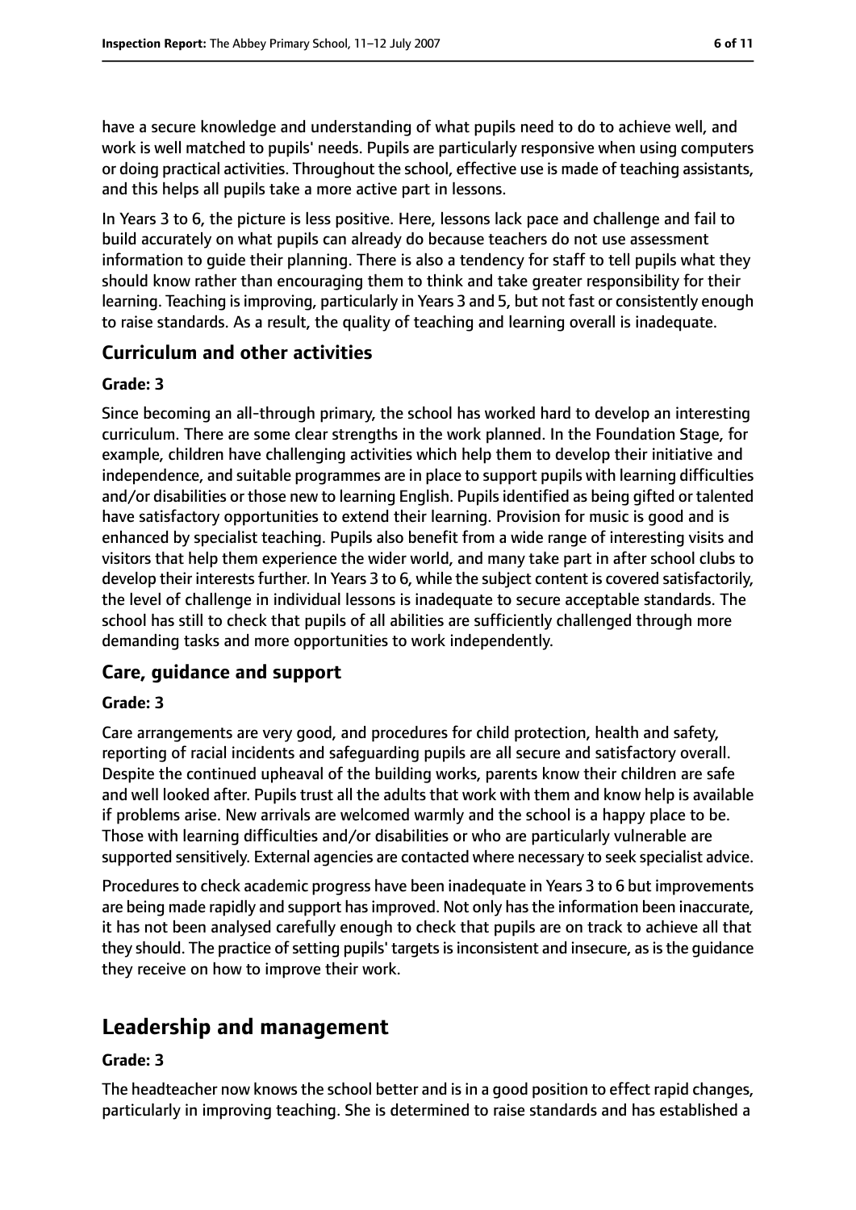have a secure knowledge and understanding of what pupils need to do to achieve well, and work is well matched to pupils' needs. Pupils are particularly responsive when using computers or doing practical activities. Throughout the school, effective use is made of teaching assistants, and this helps all pupils take a more active part in lessons.

In Years 3 to 6, the picture is less positive. Here, lessons lack pace and challenge and fail to build accurately on what pupils can already do because teachers do not use assessment information to guide their planning. There is also a tendency for staff to tell pupils what they should know rather than encouraging them to think and take greater responsibility for their learning. Teaching is improving, particularly in Years 3 and 5, but not fast or consistently enough to raise standards. As a result, the quality of teaching and learning overall is inadequate.

### Curriculum and other activities

#### Grade: 3

Since becoming an all-through primary, the school has worked hard to develop an interesting curriculum. There are some clear strengths in the work planned. In the Foundation Stage, for example, children have challenging activities which help them to develop their initiative and independence, and suitable programmes are in place to support pupils with learning difficulties and/or disabilities or those new to learning English. Pupils identified as being gifted or talented have satisfactory opportunities to extend their learning. Provision for music is good and is enhanced by specialist teaching. Pupils also benefit from a wide range of interesting visits and visitors that help them experience the wider world, and many take part in after school clubs to develop their interests further. In Years 3 to 6, while the subject content is covered satisfactorily, the level of challenge in individual lessons is inadequate to secure acceptable standards. The school has still to check that pupils of all abilities are sufficiently challenged through more demanding tasks and more opportunities to work independently.

### Care, guidance and support

#### Grade: 3

Care arrangements are very good, and procedures for child protection, health and safety, reporting of racial incidents and safeguarding pupils are all secure and satisfactory overall. Despite the continued upheaval of the building works, parents know their children are safe and well looked after. Pupils trust all the adults that work with them and know help is available if problems arise. New arrivals are welcomed warmly and the school is a happy place to be. Those with learning difficulties and/or disabilities or who are particularly vulnerable are supported sensitively. External agencies are contacted where necessary to seek specialist advice.

Procedures to check academic progress have been inadequate in Years 3 to 6 but improvements are being made rapidly and support has improved. Not only has the information been inaccurate, it has not been analysed carefully enough to check that pupils are on track to achieve all that they should. The practice of setting pupils' targets is inconsistent and insecure, as is the guidance they receive on how to improve their work.

## Leadership and management

#### Grade: 3

The headteacher now knows the school better and is in a good position to effect rapid changes, particularly in improving teaching. She is determined to raise standards and has established a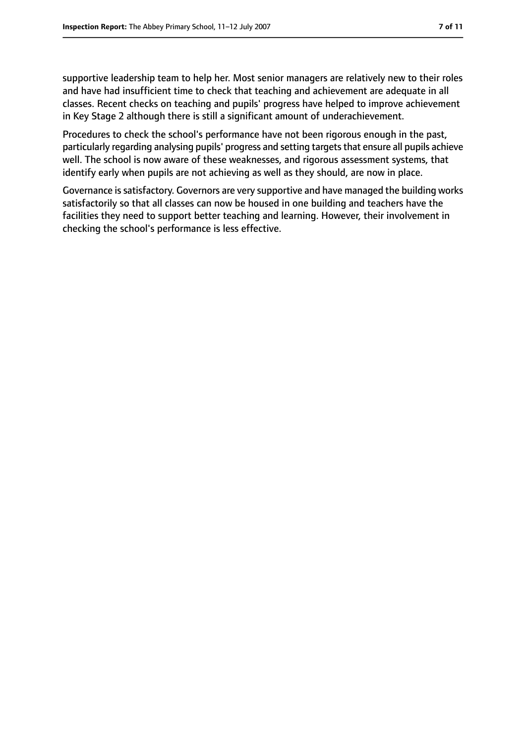supportive leadership team to help her. Most senior managers are relatively new to their roles and have had insufficient time to check that teaching and achievement are adequate in all classes. Recent checks on teaching and pupils' progress have helped to improve achievement in Key Stage 2 although there is still a significant amount of underachievement.

Procedures to check the school's performance have not been rigorous enough in the past, particularly regarding analysing pupils' progress and setting targets that ensure all pupils achieve well. The school is now aware of these weaknesses, and rigorous assessment systems, that identify early when pupils are not achieving as well as they should, are now in place.

Governance is satisfactory. Governors are very supportive and have managed the building works satisfactorily so that all classes can now be housed in one building and teachers have the facilities they need to support better teaching and learning. However, their involvement in checking the school's performance is less effective.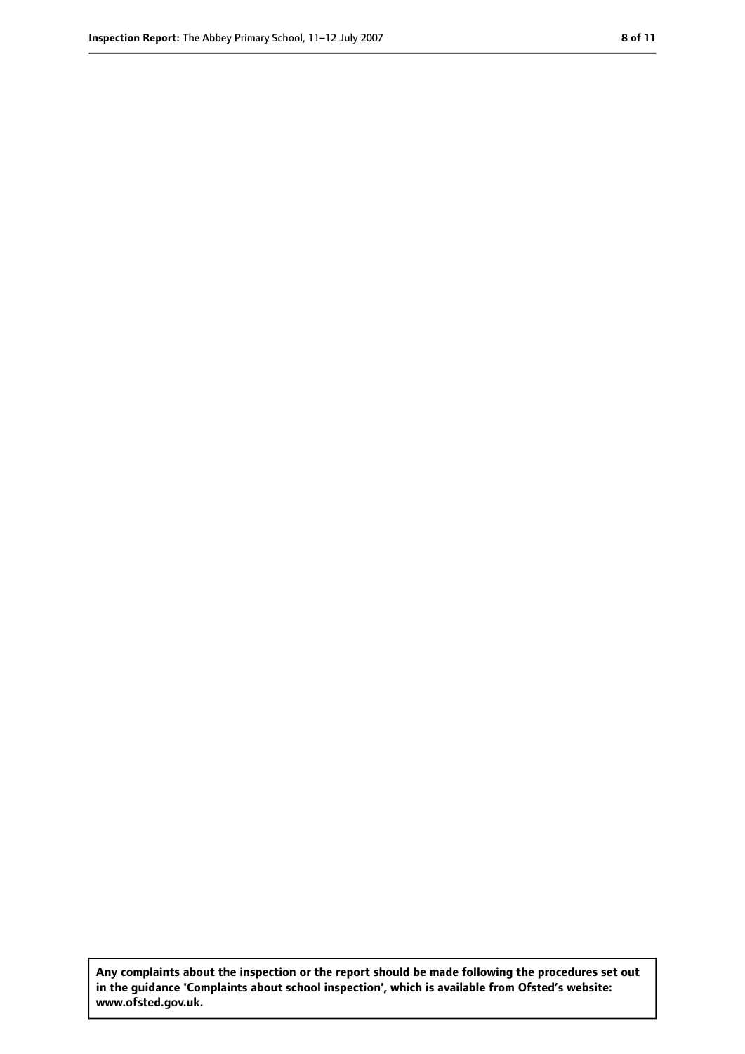**Any complaints about the inspection or the report should be made following the procedures set out in the guidance 'Complaints about school inspection', which is available from Ofsted's website: www.ofsted.gov.uk.**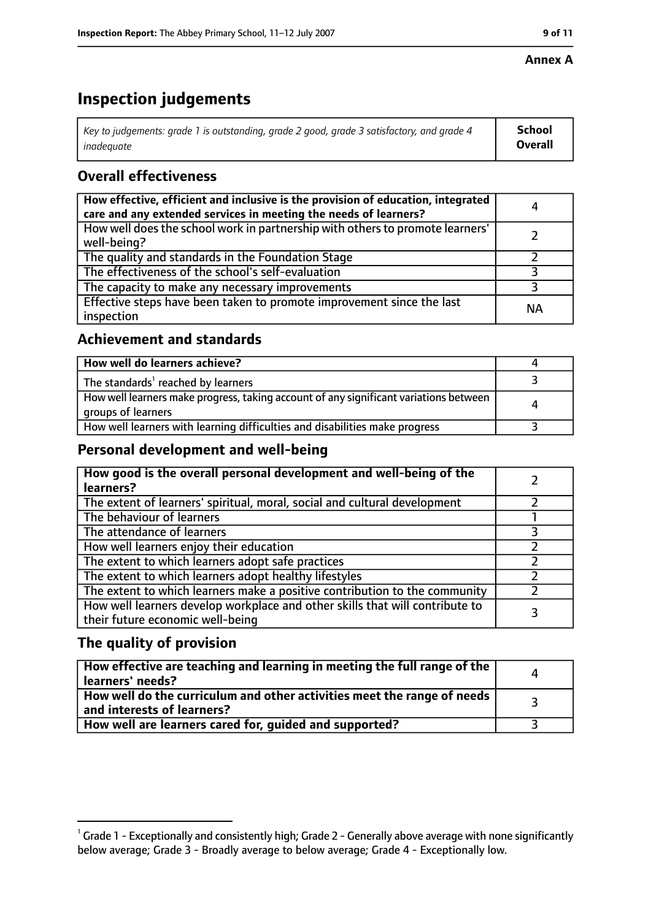**Annex A**

# Inspection judgements

| *Key to judgements: grade 1 is outstanding, grade 2 good, grade 3 satisfactory, and grade 4 inadequate* | **School Overall** |
|---|---|

## Overall effectiveness

| | |
|---|---|
| **How effective, efficient and inclusive is the provision of education, integrated care and any extended services in meeting the needs of learners?** | 4 |
| How well does the school work in partnership with others to promote learners' well-being? | 2 |
| The quality and standards in the Foundation Stage | 2 |
| The effectiveness of the school's self-evaluation | 3 |
| The capacity to make any necessary improvements | 3 |
| Effective steps have been taken to promote improvement since the last inspection | NA |

## Achievement and standards

| | |
|---|---|
| **How well do learners achieve?** | 4 |
| The standards[1] reached by learners | 3 |
| How well learners make progress, taking account of any significant variations between groups of learners | 4 |
| How well learners with learning difficulties and disabilities make progress | 3 |

## Personal development and well-being

| | |
|---|---|
| **How good is the overall personal development and well-being of the learners?** | 2 |
| The extent of learners' spiritual, moral, social and cultural development | 2 |
| The behaviour of learners | 1 |
| The attendance of learners | 3 |
| How well learners enjoy their education | 2 |
| The extent to which learners adopt safe practices | 2 |
| The extent to which learners adopt healthy lifestyles | 2 |
| The extent to which learners make a positive contribution to the community | 2 |
| How well learners develop workplace and other skills that will contribute to their future economic well-being | 3 |

## The quality of provision

| | |
|---|---|
| **How effective are teaching and learning in meeting the full range of the learners' needs?** | 4 |
| **How well do the curriculum and other activities meet the range of needs and interests of learners?** | 3 |
| **How well are learners cared for, guided and supported?** | 3 |

[1] Grade 1 - Exceptionally and consistently high; Grade 2 - Generally above average with none significantly below average; Grade 3 - Broadly average to below average; Grade 4 - Exceptionally low.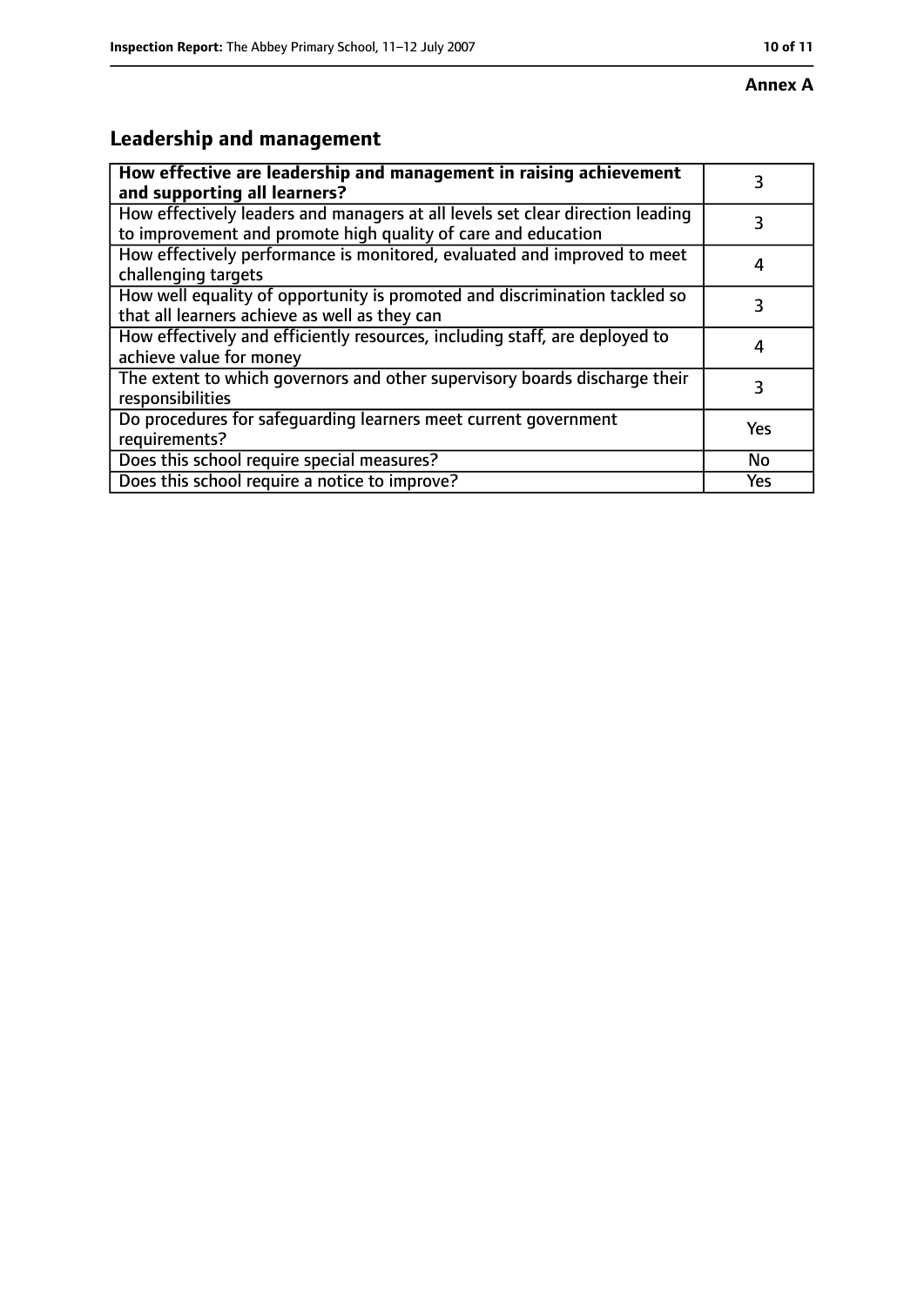**Annex A**

## Leadership and management

| **How effective are leadership and management in raising achievement and supporting all learners?** | 3 |
|---|---|
| How effectively leaders and managers at all levels set clear direction leading to improvement and promote high quality of care and education | 3 |
| How effectively performance is monitored, evaluated and improved to meet challenging targets | 4 |
| How well equality of opportunity is promoted and discrimination tackled so that all learners achieve as well as they can | 3 |
| How effectively and efficiently resources, including staff, are deployed to achieve value for money | 4 |
| The extent to which governors and other supervisory boards discharge their responsibilities | 3 |
| Do procedures for safeguarding learners meet current government requirements? | Yes |
| Does this school require special measures? | No |
| Does this school require a notice to improve? | Yes |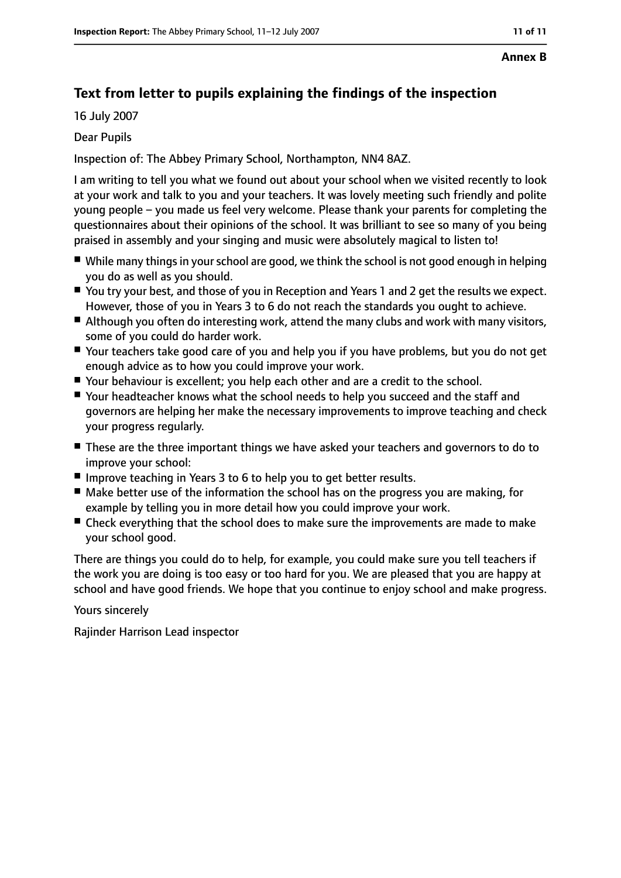**Annex B**

## Text from letter to pupils explaining the findings of the inspection

16 July 2007

Dear Pupils

Inspection of: The Abbey Primary School, Northampton, NN4 8AZ.

I am writing to tell you what we found out about your school when we visited recently to look at your work and talk to you and your teachers. It was lovely meeting such friendly and polite young people – you made us feel very welcome. Please thank your parents for completing the questionnaires about their opinions of the school. It was brilliant to see so many of you being praised in assembly and your singing and music were absolutely magical to listen to!

- While many things in your school are good, we think the school is not good enough in helping you do as well as you should.
- You try your best, and those of you in Reception and Years 1 and 2 get the results we expect. However, those of you in Years 3 to 6 do not reach the standards you ought to achieve.
- Although you often do interesting work, attend the many clubs and work with many visitors, some of you could do harder work.
- Your teachers take good care of you and help you if you have problems, but you do not get enough advice as to how you could improve your work.
- Your behaviour is excellent; you help each other and are a credit to the school.
- Your headteacher knows what the school needs to help you succeed and the staff and governors are helping her make the necessary improvements to improve teaching and check your progress regularly.
- These are the three important things we have asked your teachers and governors to do to improve your school:
- Improve teaching in Years 3 to 6 to help you to get better results.
- Make better use of the information the school has on the progress you are making, for example by telling you in more detail how you could improve your work.
- Check everything that the school does to make sure the improvements are made to make your school good.

There are things you could do to help, for example, you could make sure you tell teachers if the work you are doing is too easy or too hard for you. We are pleased that you are happy at school and have good friends. We hope that you continue to enjoy school and make progress.

Yours sincerely

Rajinder Harrison Lead inspector